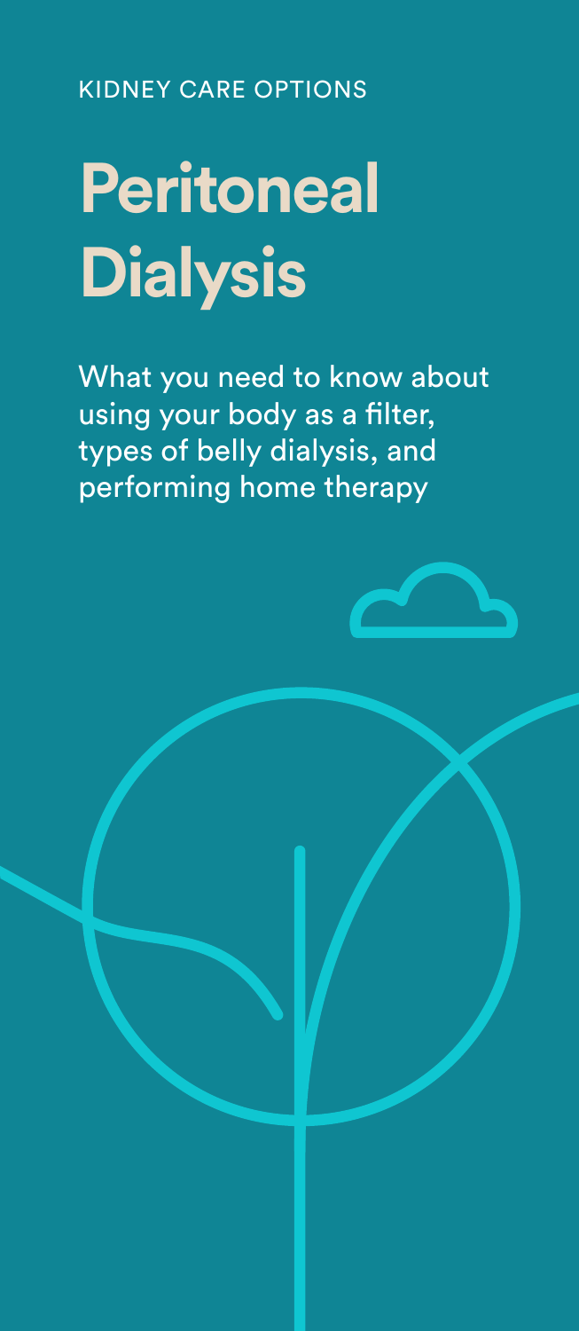KIDNEY CARE OPTIONS

# Peritoneal Dialysis

What you need to know about using your body as a filter, types of belly dialysis, and performing home therapy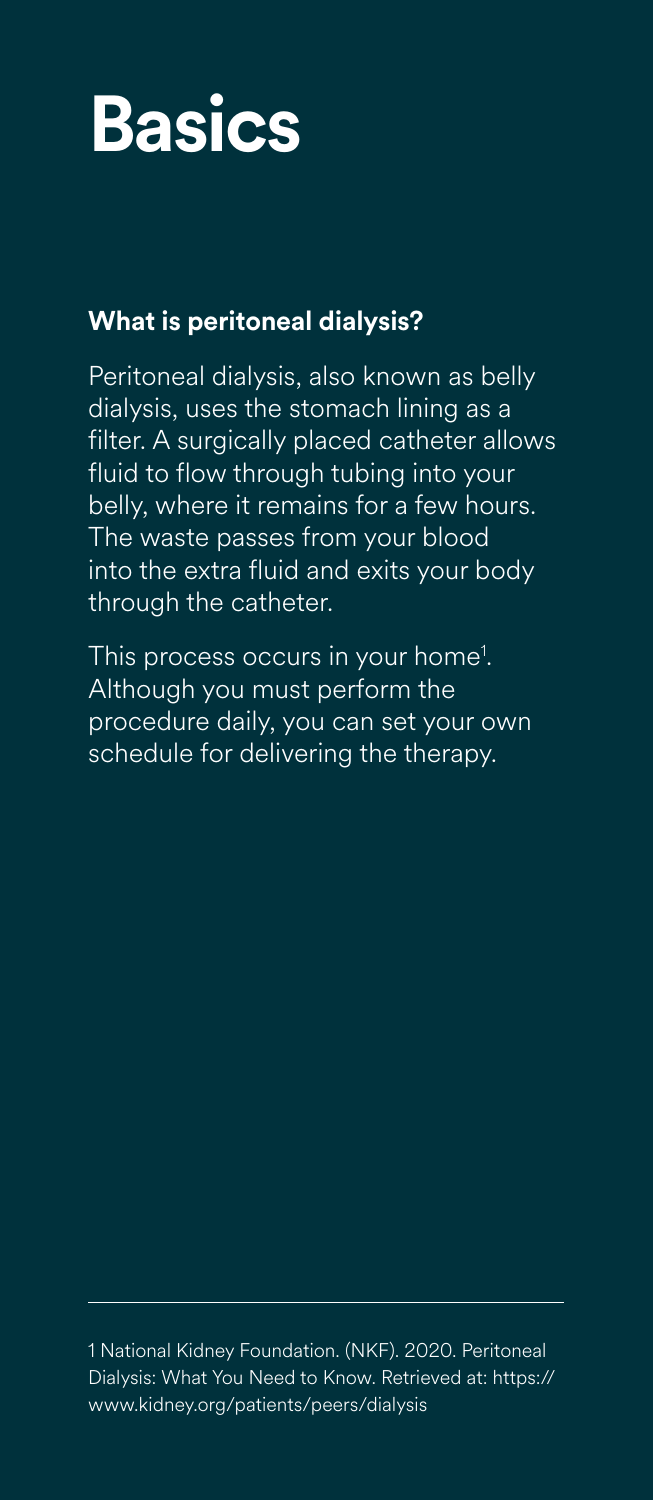# Basics

### What is peritoneal dialysis?

Peritoneal dialysis, also known as belly dialysis, uses the stomach lining as a filter. A surgically placed catheter allows fluid to flow through tubing into your belly, where it remains for a few hours. The waste passes from your blood into the extra fluid and exits your body through the catheter.

This process occurs in your home[1]. Although you must perform the procedure daily, you can set your own schedule for delivering the therapy.

---

1 National Kidney Foundation. (NKF). 2020. Peritoneal Dialysis: What You Need to Know. Retrieved at: https://www.kidney.org/patients/peers/dialysis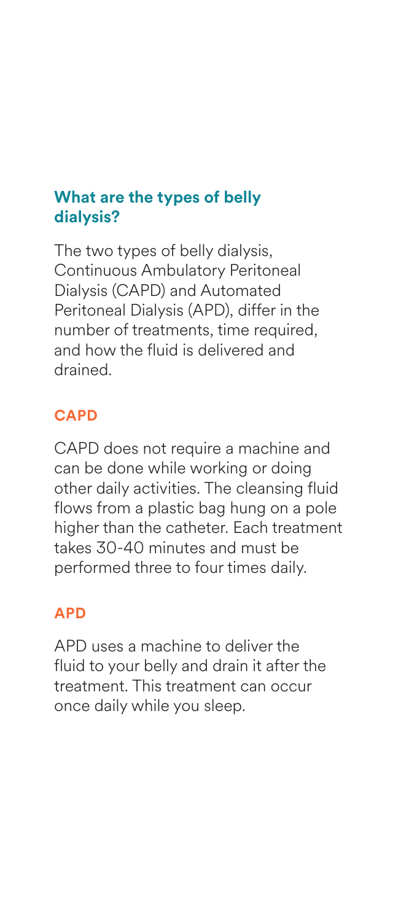## What are the types of belly dialysis?

The two types of belly dialysis, Continuous Ambulatory Peritoneal Dialysis (CAPD) and Automated Peritoneal Dialysis (APD), differ in the number of treatments, time required, and how the fluid is delivered and drained.

### CAPD

CAPD does not require a machine and can be done while working or doing other daily activities. The cleansing fluid flows from a plastic bag hung on a pole higher than the catheter. Each treatment takes 30-40 minutes and must be performed three to four times daily.

### APD

APD uses a machine to deliver the fluid to your belly and drain it after the treatment. This treatment can occur once daily while you sleep.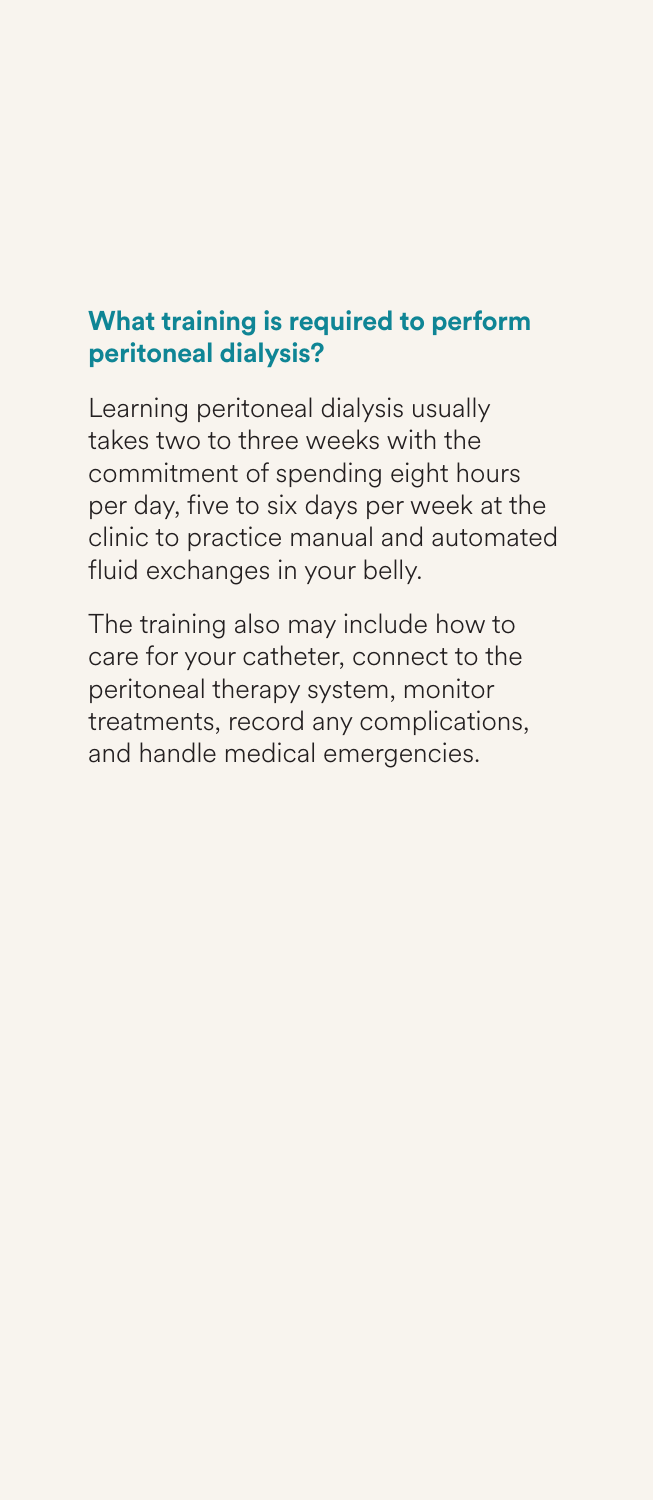## What training is required to perform peritoneal dialysis?

Learning peritoneal dialysis usually takes two to three weeks with the commitment of spending eight hours per day, five to six days per week at the clinic to practice manual and automated fluid exchanges in your belly.

The training also may include how to care for your catheter, connect to the peritoneal therapy system, monitor treatments, record any complications, and handle medical emergencies.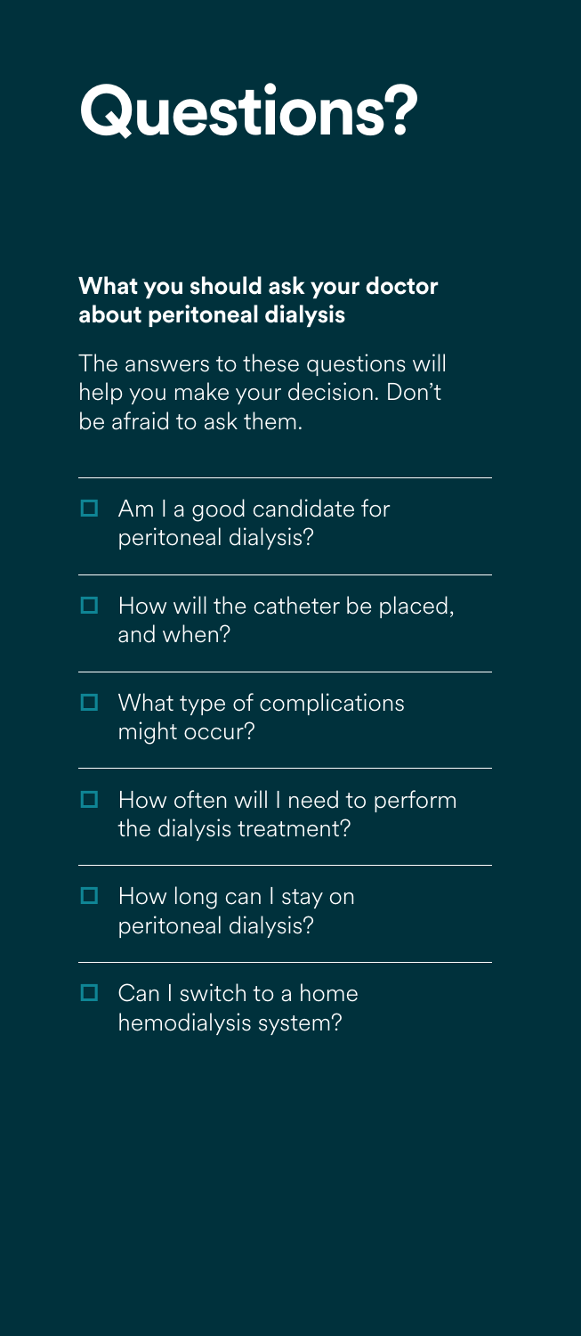# Questions?

**What you should ask your doctor about peritoneal dialysis**

The answers to these questions will help you make your decision. Don't be afraid to ask them.

- ☐ Am I a good candidate for peritoneal dialysis?
- ☐ How will the catheter be placed, and when?
- ☐ What type of complications might occur?
- ☐ How often will I need to perform the dialysis treatment?
- ☐ How long can I stay on peritoneal dialysis?
- ☐ Can I switch to a home hemodialysis system?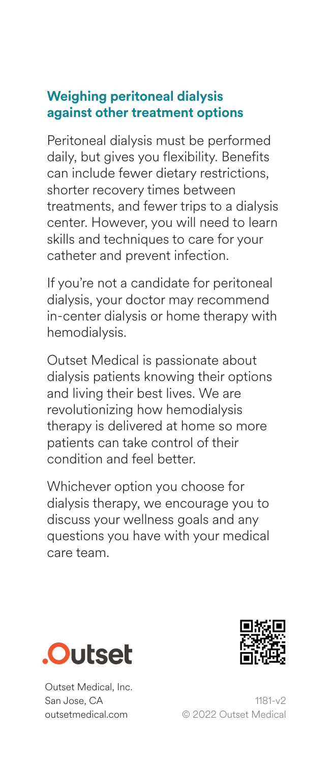## Weighing peritoneal dialysis against other treatment options

Peritoneal dialysis must be performed daily, but gives you flexibility. Benefits can include fewer dietary restrictions, shorter recovery times between treatments, and fewer trips to a dialysis center. However, you will need to learn skills and techniques to care for your catheter and prevent infection.

If you're not a candidate for peritoneal dialysis, your doctor may recommend in-center dialysis or home therapy with hemodialysis.

Outset Medical is passionate about dialysis patients knowing their options and living their best lives. We are revolutionizing how hemodialysis therapy is delivered at home so more patients can take control of their condition and feel better.

Whichever option you choose for dialysis therapy, we encourage you to discuss your wellness goals and any questions you have with your medical care team.

.Outset

Outset Medical, Inc.
San Jose, CA
outsetmedical.com

1181-v2
© 2022 Outset Medical